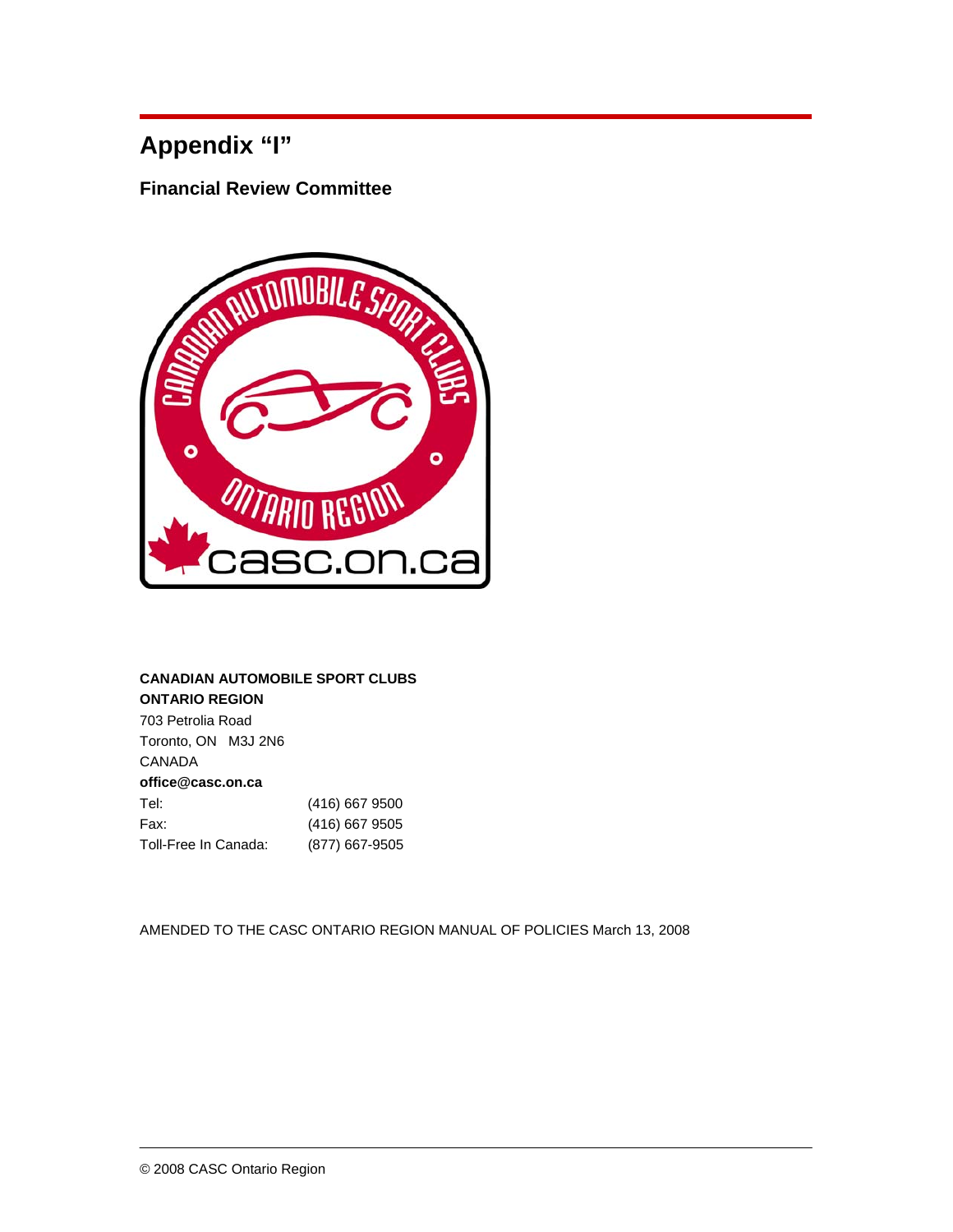# Appendix "I"

## Financial Review Committee

**CANADIAN AUTOMOBILE SPORT CLUBS**
**ONTARIO REGION**
703 Petrolia Road
Toronto, ON M3J 2N6
CANADA
**office@casc.on.ca**

| | |
|---|---|
| Tel: | (416) 667 9500 |
| Fax: | (416) 667 9505 |
| Toll-Free In Canada: | (877) 667-9505 |

AMENDED TO THE CASC ONTARIO REGION MANUAL OF POLICIES March 13, 2008

© 2008 CASC Ontario Region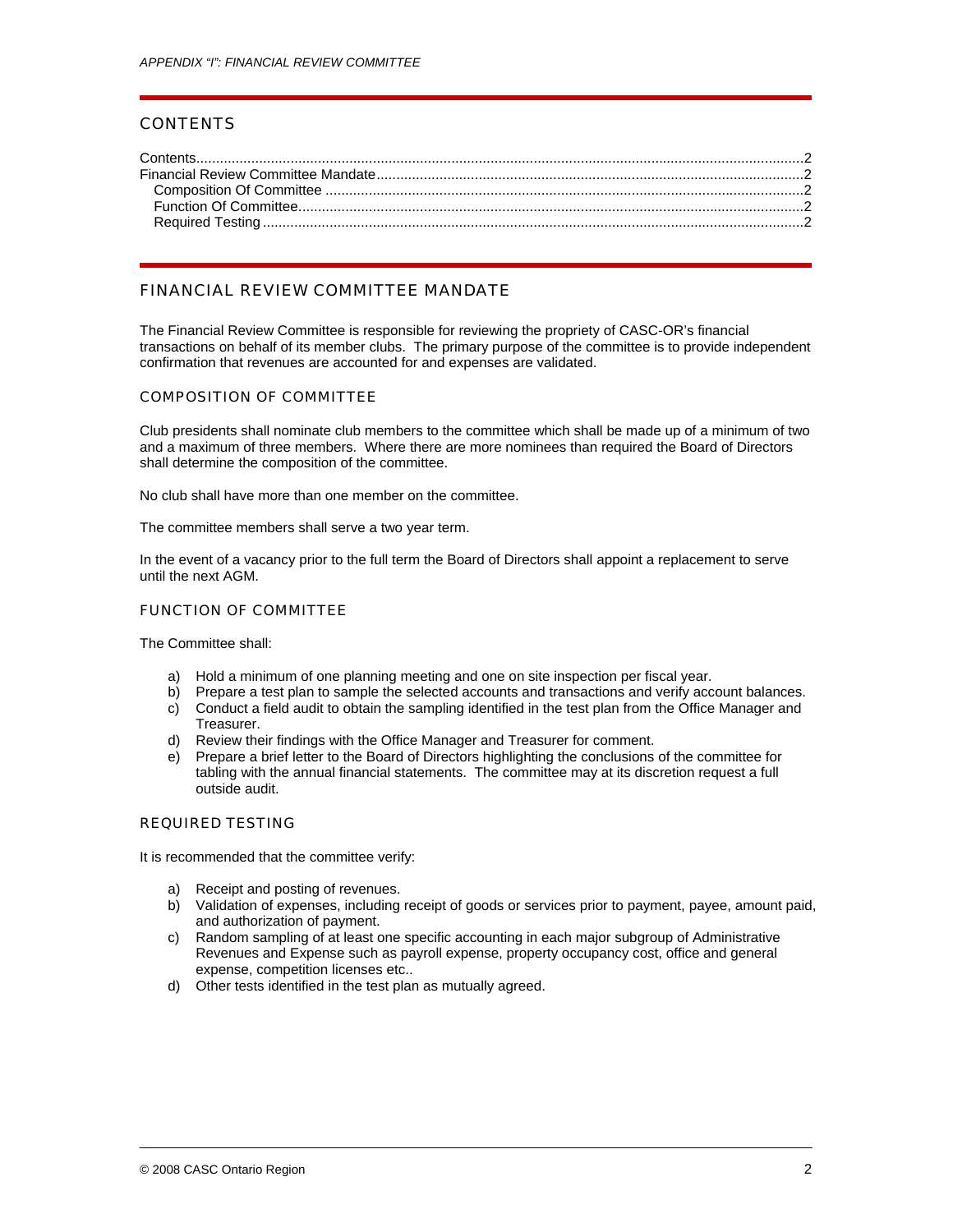## CONTENTS

Contents....................................................................................................2
Financial Review Committee Mandate.....................................................2
  Composition Of Committee ....................................................................2
  Function Of Committee...........................................................................2
  Required Testing .....................................................................................2

## FINANCIAL REVIEW COMMITTEE MANDATE

The Financial Review Committee is responsible for reviewing the propriety of CASC-OR's financial transactions on behalf of its member clubs. The primary purpose of the committee is to provide independent confirmation that revenues are accounted for and expenses are validated.

### COMPOSITION OF COMMITTEE

Club presidents shall nominate club members to the committee which shall be made up of a minimum of two and a maximum of three members. Where there are more nominees than required the Board of Directors shall determine the composition of the committee.

No club shall have more than one member on the committee.

The committee members shall serve a two year term.

In the event of a vacancy prior to the full term the Board of Directors shall appoint a replacement to serve until the next AGM.

### FUNCTION OF COMMITTEE

The Committee shall:

a) Hold a minimum of one planning meeting and one on site inspection per fiscal year.
b) Prepare a test plan to sample the selected accounts and transactions and verify account balances.
c) Conduct a field audit to obtain the sampling identified in the test plan from the Office Manager and Treasurer.
d) Review their findings with the Office Manager and Treasurer for comment.
e) Prepare a brief letter to the Board of Directors highlighting the conclusions of the committee for tabling with the annual financial statements. The committee may at its discretion request a full outside audit.

### REQUIRED TESTING

It is recommended that the committee verify:

a) Receipt and posting of revenues.
b) Validation of expenses, including receipt of goods or services prior to payment, payee, amount paid, and authorization of payment.
c) Random sampling of at least one specific accounting in each major subgroup of Administrative Revenues and Expense such as payroll expense, property occupancy cost, office and general expense, competition licenses etc..
d) Other tests identified in the test plan as mutually agreed.